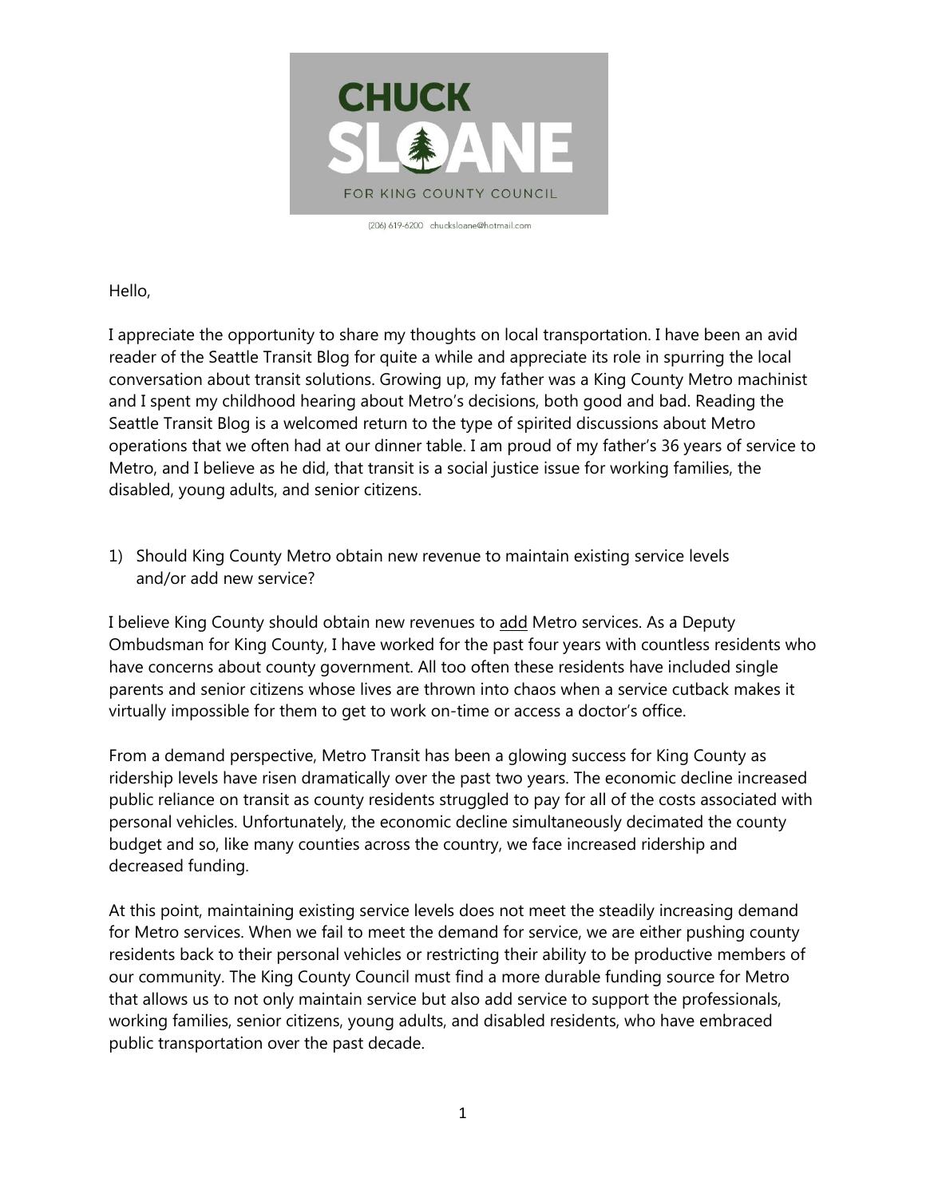# CHUCK SLOANE

FOR KING COUNTY COUNCIL

(206) 619-6200 chucksloane@hotmail.com

Hello,

I appreciate the opportunity to share my thoughts on local transportation. I have been an avid reader of the Seattle Transit Blog for quite a while and appreciate its role in spurring the local conversation about transit solutions. Growing up, my father was a King County Metro machinist and I spent my childhood hearing about Metro's decisions, both good and bad. Reading the Seattle Transit Blog is a welcomed return to the type of spirited discussions about Metro operations that we often had at our dinner table. I am proud of my father's 36 years of service to Metro, and I believe as he did, that transit is a social justice issue for working families, the disabled, young adults, and senior citizens.

1) Should King County Metro obtain new revenue to maintain existing service levels and/or add new service?

I believe King County should obtain new revenues to <u>add</u> Metro services. As a Deputy Ombudsman for King County, I have worked for the past four years with countless residents who have concerns about county government. All too often these residents have included single parents and senior citizens whose lives are thrown into chaos when a service cutback makes it virtually impossible for them to get to work on-time or access a doctor's office.

From a demand perspective, Metro Transit has been a glowing success for King County as ridership levels have risen dramatically over the past two years. The economic decline increased public reliance on transit as county residents struggled to pay for all of the costs associated with personal vehicles. Unfortunately, the economic decline simultaneously decimated the county budget and so, like many counties across the country, we face increased ridership and decreased funding.

At this point, maintaining existing service levels does not meet the steadily increasing demand for Metro services. When we fail to meet the demand for service, we are either pushing county residents back to their personal vehicles or restricting their ability to be productive members of our community. The King County Council must find a more durable funding source for Metro that allows us to not only maintain service but also add service to support the professionals, working families, senior citizens, young adults, and disabled residents, who have embraced public transportation over the past decade.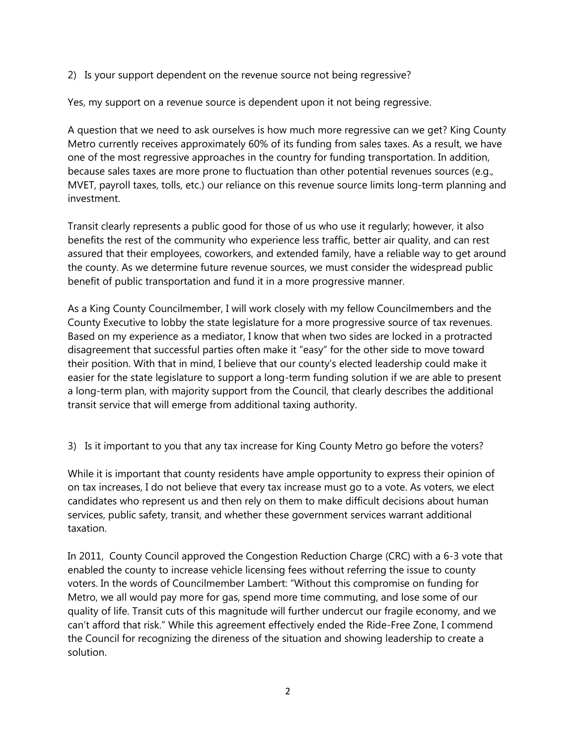2) Is your support dependent on the revenue source not being regressive?

Yes, my support on a revenue source is dependent upon it not being regressive.

A question that we need to ask ourselves is how much more regressive can we get? King County Metro currently receives approximately 60% of its funding from sales taxes. As a result, we have one of the most regressive approaches in the country for funding transportation. In addition, because sales taxes are more prone to fluctuation than other potential revenues sources (e.g., MVET, payroll taxes, tolls, etc.) our reliance on this revenue source limits long-term planning and investment.

Transit clearly represents a public good for those of us who use it regularly; however, it also benefits the rest of the community who experience less traffic, better air quality, and can rest assured that their employees, coworkers, and extended family, have a reliable way to get around the county. As we determine future revenue sources, we must consider the widespread public benefit of public transportation and fund it in a more progressive manner.

As a King County Councilmember, I will work closely with my fellow Councilmembers and the County Executive to lobby the state legislature for a more progressive source of tax revenues. Based on my experience as a mediator, I know that when two sides are locked in a protracted disagreement that successful parties often make it "easy" for the other side to move toward their position. With that in mind, I believe that our county's elected leadership could make it easier for the state legislature to support a long-term funding solution if we are able to present a long-term plan, with majority support from the Council, that clearly describes the additional transit service that will emerge from additional taxing authority.

3) Is it important to you that any tax increase for King County Metro go before the voters?

While it is important that county residents have ample opportunity to express their opinion of on tax increases, I do not believe that every tax increase must go to a vote. As voters, we elect candidates who represent us and then rely on them to make difficult decisions about human services, public safety, transit, and whether these government services warrant additional taxation.

In 2011, County Council approved the Congestion Reduction Charge (CRC) with a 6-3 vote that enabled the county to increase vehicle licensing fees without referring the issue to county voters. In the words of Councilmember Lambert: "Without this compromise on funding for Metro, we all would pay more for gas, spend more time commuting, and lose some of our quality of life. Transit cuts of this magnitude will further undercut our fragile economy, and we can't afford that risk." While this agreement effectively ended the Ride-Free Zone, I commend the Council for recognizing the direness of the situation and showing leadership to create a solution.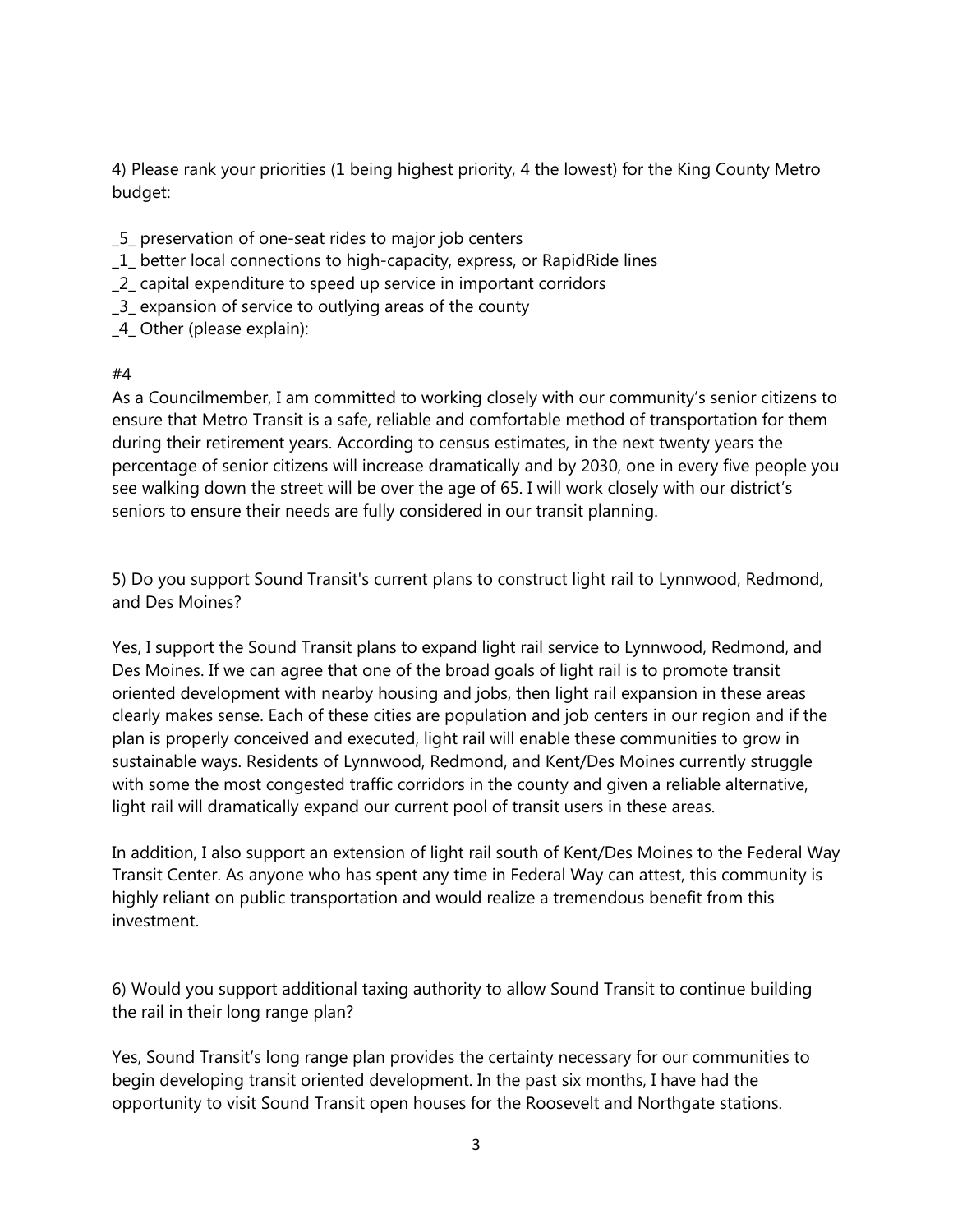4) Please rank your priorities (1 being highest priority, 4 the lowest) for the King County Metro budget:

_5_ preservation of one-seat rides to major job centers
_1_ better local connections to high-capacity, express, or RapidRide lines
_2_ capital expenditure to speed up service in important corridors
_3_ expansion of service to outlying areas of the county
_4_ Other (please explain):

#4
As a Councilmember, I am committed to working closely with our community's senior citizens to ensure that Metro Transit is a safe, reliable and comfortable method of transportation for them during their retirement years. According to census estimates, in the next twenty years the percentage of senior citizens will increase dramatically and by 2030, one in every five people you see walking down the street will be over the age of 65. I will work closely with our district's seniors to ensure their needs are fully considered in our transit planning.

5) Do you support Sound Transit's current plans to construct light rail to Lynnwood, Redmond, and Des Moines?

Yes, I support the Sound Transit plans to expand light rail service to Lynnwood, Redmond, and Des Moines. If we can agree that one of the broad goals of light rail is to promote transit oriented development with nearby housing and jobs, then light rail expansion in these areas clearly makes sense. Each of these cities are population and job centers in our region and if the plan is properly conceived and executed, light rail will enable these communities to grow in sustainable ways. Residents of Lynnwood, Redmond, and Kent/Des Moines currently struggle with some the most congested traffic corridors in the county and given a reliable alternative, light rail will dramatically expand our current pool of transit users in these areas.

In addition, I also support an extension of light rail south of Kent/Des Moines to the Federal Way Transit Center. As anyone who has spent any time in Federal Way can attest, this community is highly reliant on public transportation and would realize a tremendous benefit from this investment.

6) Would you support additional taxing authority to allow Sound Transit to continue building the rail in their long range plan?

Yes, Sound Transit's long range plan provides the certainty necessary for our communities to begin developing transit oriented development. In the past six months, I have had the opportunity to visit Sound Transit open houses for the Roosevelt and Northgate stations.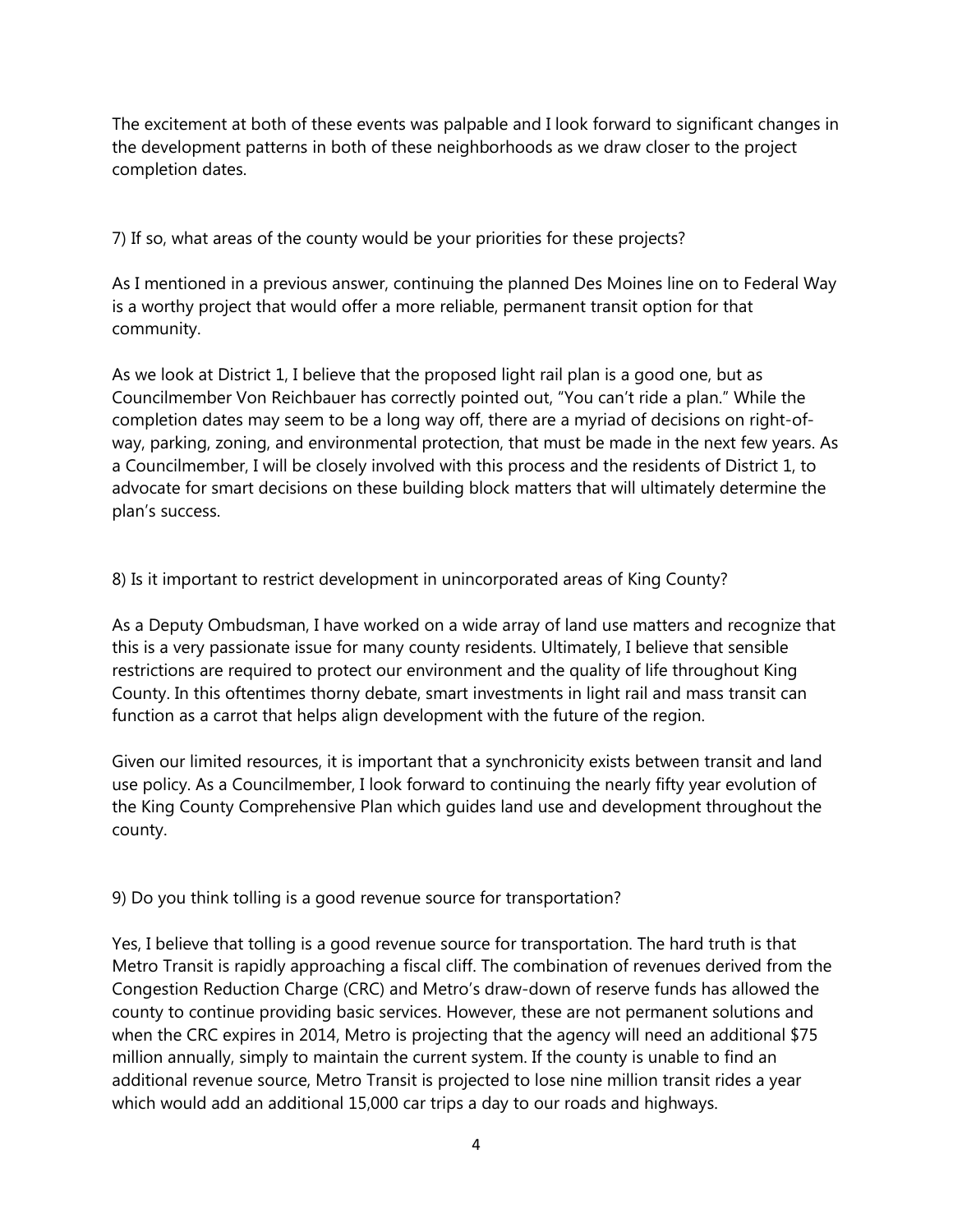The excitement at both of these events was palpable and I look forward to significant changes in the development patterns in both of these neighborhoods as we draw closer to the project completion dates.

7) If so, what areas of the county would be your priorities for these projects?

As I mentioned in a previous answer, continuing the planned Des Moines line on to Federal Way is a worthy project that would offer a more reliable, permanent transit option for that community.

As we look at District 1, I believe that the proposed light rail plan is a good one, but as Councilmember Von Reichbauer has correctly pointed out, "You can't ride a plan." While the completion dates may seem to be a long way off, there are a myriad of decisions on right-of-way, parking, zoning, and environmental protection, that must be made in the next few years. As a Councilmember, I will be closely involved with this process and the residents of District 1, to advocate for smart decisions on these building block matters that will ultimately determine the plan's success.

8) Is it important to restrict development in unincorporated areas of King County?

As a Deputy Ombudsman, I have worked on a wide array of land use matters and recognize that this is a very passionate issue for many county residents. Ultimately, I believe that sensible restrictions are required to protect our environment and the quality of life throughout King County. In this oftentimes thorny debate, smart investments in light rail and mass transit can function as a carrot that helps align development with the future of the region.

Given our limited resources, it is important that a synchronicity exists between transit and land use policy. As a Councilmember, I look forward to continuing the nearly fifty year evolution of the King County Comprehensive Plan which guides land use and development throughout the county.

9) Do you think tolling is a good revenue source for transportation?

Yes, I believe that tolling is a good revenue source for transportation. The hard truth is that Metro Transit is rapidly approaching a fiscal cliff. The combination of revenues derived from the Congestion Reduction Charge (CRC) and Metro's draw-down of reserve funds has allowed the county to continue providing basic services. However, these are not permanent solutions and when the CRC expires in 2014, Metro is projecting that the agency will need an additional $75 million annually, simply to maintain the current system. If the county is unable to find an additional revenue source, Metro Transit is projected to lose nine million transit rides a year which would add an additional 15,000 car trips a day to our roads and highways.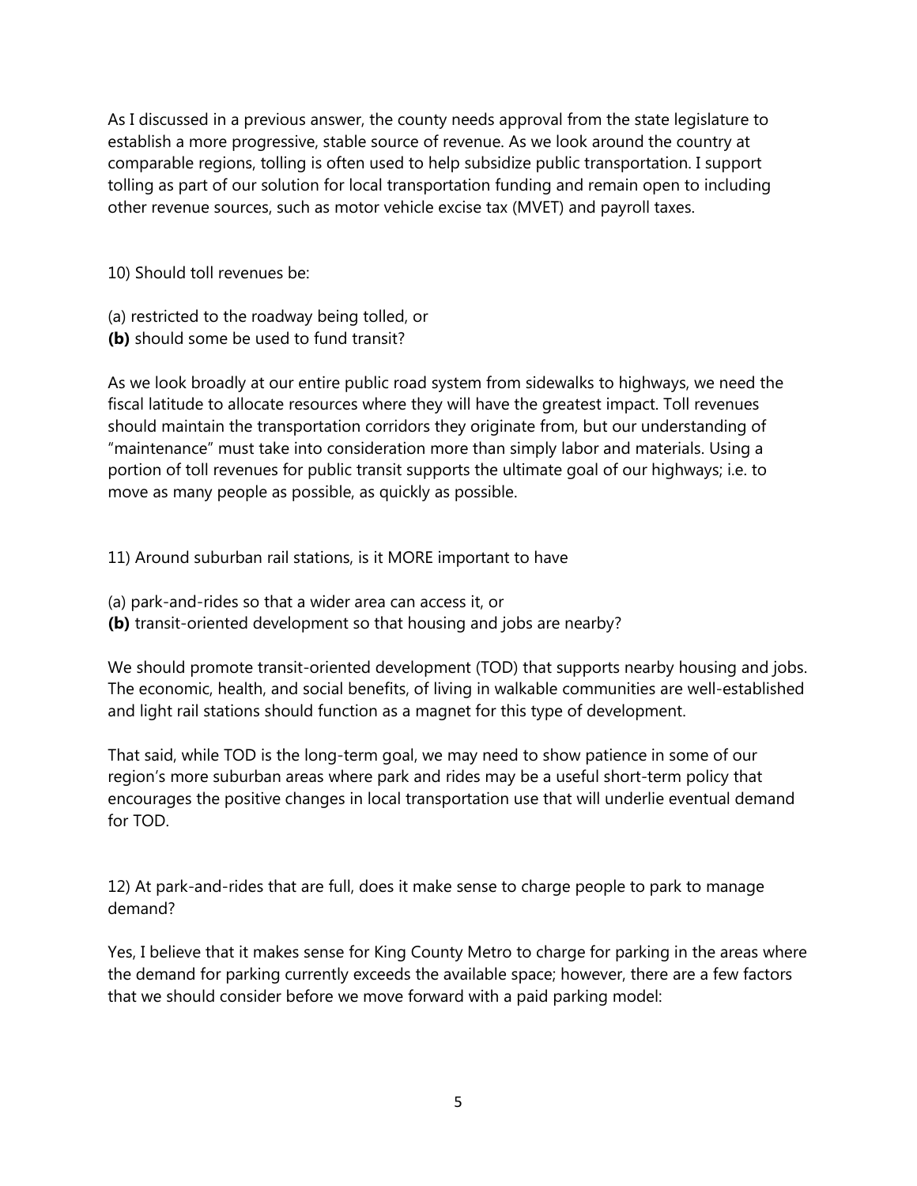As I discussed in a previous answer, the county needs approval from the state legislature to establish a more progressive, stable source of revenue. As we look around the country at comparable regions, tolling is often used to help subsidize public transportation. I support tolling as part of our solution for local transportation funding and remain open to including other revenue sources, such as motor vehicle excise tax (MVET) and payroll taxes.

10) Should toll revenues be:

(a) restricted to the roadway being tolled, or
**(b)** should some be used to fund transit?

As we look broadly at our entire public road system from sidewalks to highways, we need the fiscal latitude to allocate resources where they will have the greatest impact. Toll revenues should maintain the transportation corridors they originate from, but our understanding of "maintenance" must take into consideration more than simply labor and materials. Using a portion of toll revenues for public transit supports the ultimate goal of our highways; i.e. to move as many people as possible, as quickly as possible.

11) Around suburban rail stations, is it MORE important to have

(a) park-and-rides so that a wider area can access it, or
**(b)** transit-oriented development so that housing and jobs are nearby?

We should promote transit-oriented development (TOD) that supports nearby housing and jobs. The economic, health, and social benefits, of living in walkable communities are well-established and light rail stations should function as a magnet for this type of development.

That said, while TOD is the long-term goal, we may need to show patience in some of our region's more suburban areas where park and rides may be a useful short-term policy that encourages the positive changes in local transportation use that will underlie eventual demand for TOD.

12) At park-and-rides that are full, does it make sense to charge people to park to manage demand?

Yes, I believe that it makes sense for King County Metro to charge for parking in the areas where the demand for parking currently exceeds the available space; however, there are a few factors that we should consider before we move forward with a paid parking model: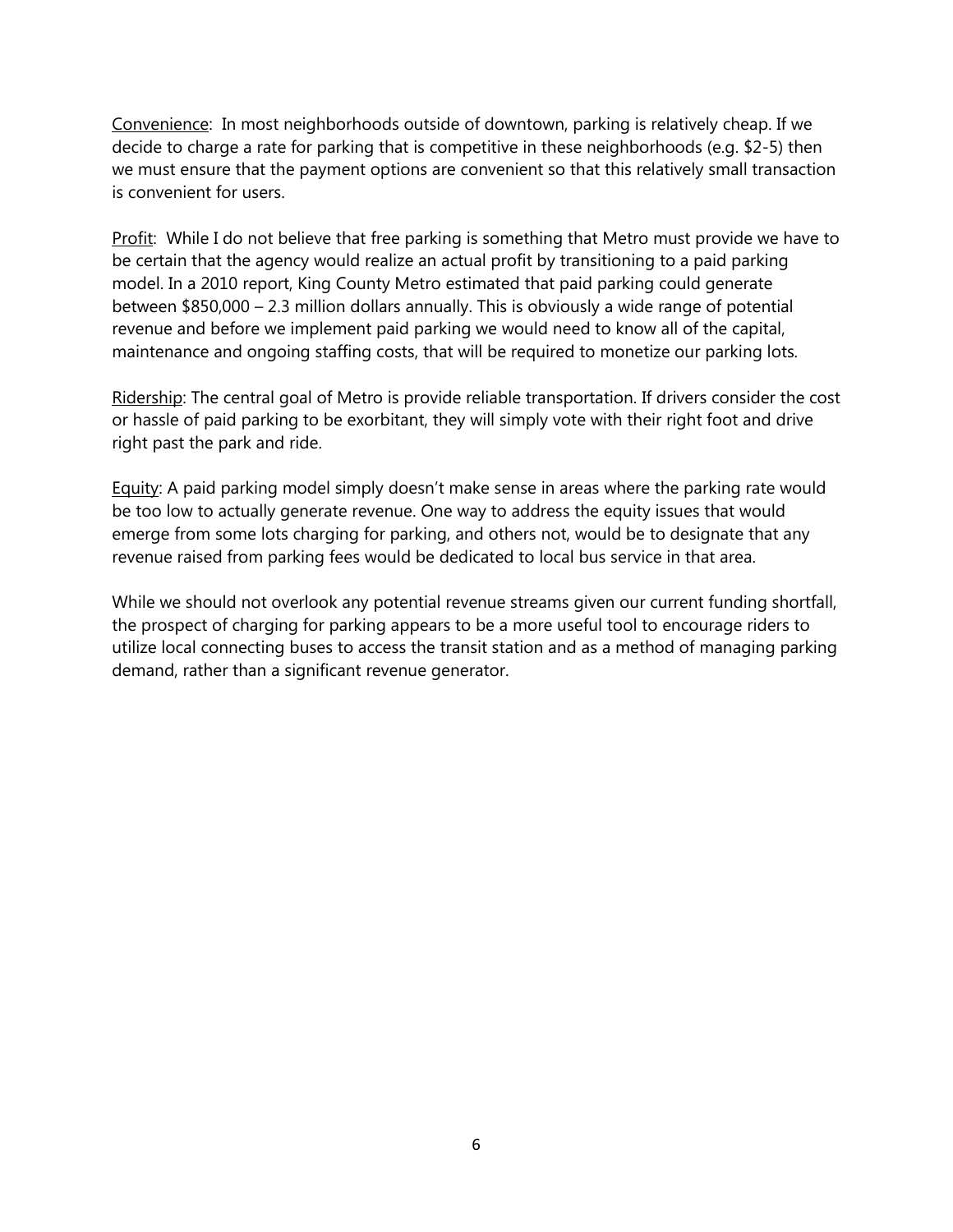Convenience: In most neighborhoods outside of downtown, parking is relatively cheap. If we decide to charge a rate for parking that is competitive in these neighborhoods (e.g. $2-5) then we must ensure that the payment options are convenient so that this relatively small transaction is convenient for users.

Profit: While I do not believe that free parking is something that Metro must provide we have to be certain that the agency would realize an actual profit by transitioning to a paid parking model. In a 2010 report, King County Metro estimated that paid parking could generate between $850,000 – 2.3 million dollars annually. This is obviously a wide range of potential revenue and before we implement paid parking we would need to know all of the capital, maintenance and ongoing staffing costs, that will be required to monetize our parking lots.

Ridership: The central goal of Metro is provide reliable transportation. If drivers consider the cost or hassle of paid parking to be exorbitant, they will simply vote with their right foot and drive right past the park and ride.

Equity: A paid parking model simply doesn't make sense in areas where the parking rate would be too low to actually generate revenue. One way to address the equity issues that would emerge from some lots charging for parking, and others not, would be to designate that any revenue raised from parking fees would be dedicated to local bus service in that area.

While we should not overlook any potential revenue streams given our current funding shortfall, the prospect of charging for parking appears to be a more useful tool to encourage riders to utilize local connecting buses to access the transit station and as a method of managing parking demand, rather than a significant revenue generator.